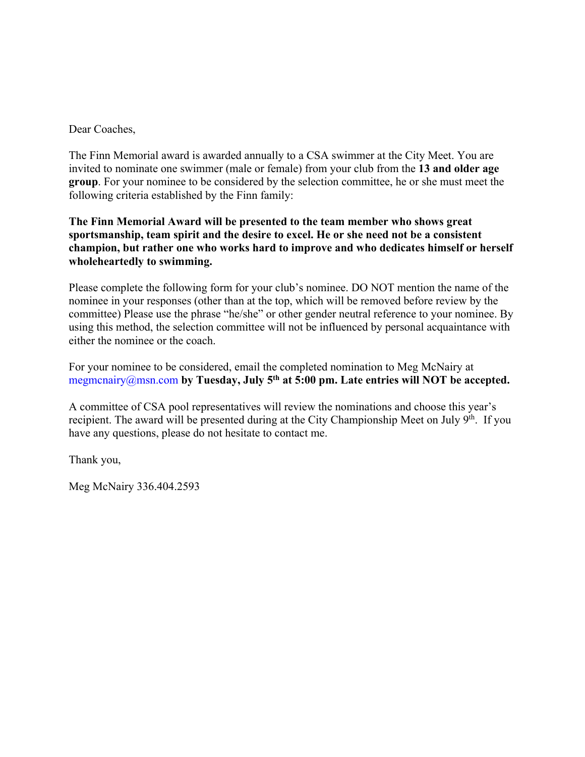Dear Coaches,

The Finn Memorial award is awarded annually to a CSA swimmer at the City Meet. You are invited to nominate one swimmer (male or female) from your club from the **13 and older age group**. For your nominee to be considered by the selection committee, he or she must meet the following criteria established by the Finn family:

**The Finn Memorial Award will be presented to the team member who shows great sportsmanship, team spirit and the desire to excel. He or she need not be a consistent champion, but rather one who works hard to improve and who dedicates himself or herself wholeheartedly to swimming.**

Please complete the following form for your club's nominee. DO NOT mention the name of the nominee in your responses (other than at the top, which will be removed before review by the committee) Please use the phrase "he/she" or other gender neutral reference to your nominee. By using this method, the selection committee will not be influenced by personal acquaintance with either the nominee or the coach.

For your nominee to be considered, email the completed nomination to Meg McNairy at megmcnairy@msn.com **by Tuesday, July 5th at 5:00 pm. Late entries will NOT be accepted.**

A committee of CSA pool representatives will review the nominations and choose this year's recipient. The award will be presented during at the City Championship Meet on July 9th. If you have any questions, please do not hesitate to contact me.

Thank you,

Meg McNairy 336.404.2593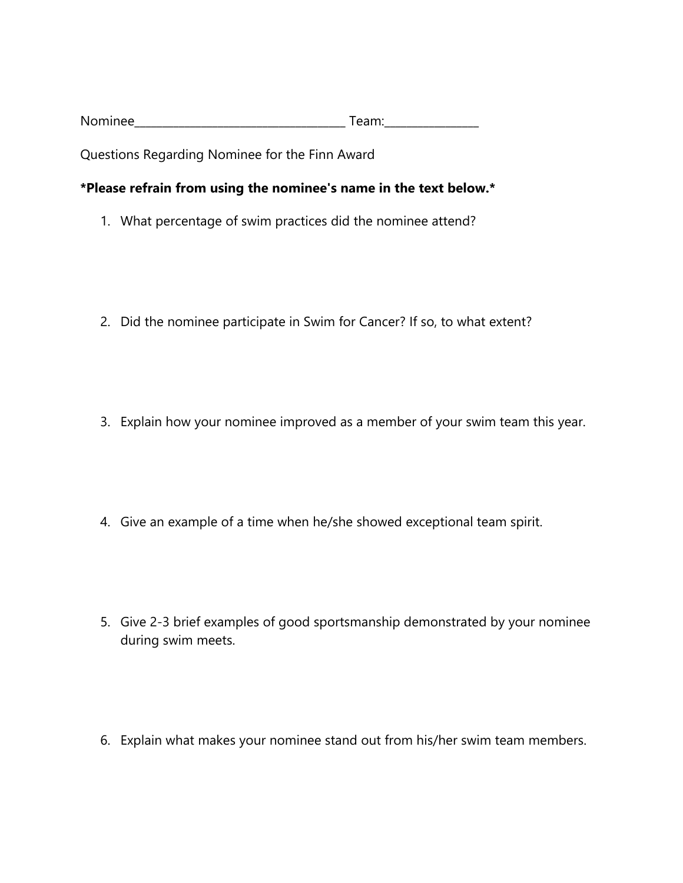Nominee____________________________________ Team:________________

Questions Regarding Nominee for the Finn Award

**\*Please refrain from using the nominee's name in the text below.\***

1. What percentage of swim practices did the nominee attend?

2. Did the nominee participate in Swim for Cancer? If so, to what extent?

3. Explain how your nominee improved as a member of your swim team this year.

4. Give an example of a time when he/she showed exceptional team spirit.

5. Give 2-3 brief examples of good sportsmanship demonstrated by your nominee during swim meets.

6. Explain what makes your nominee stand out from his/her swim team members.